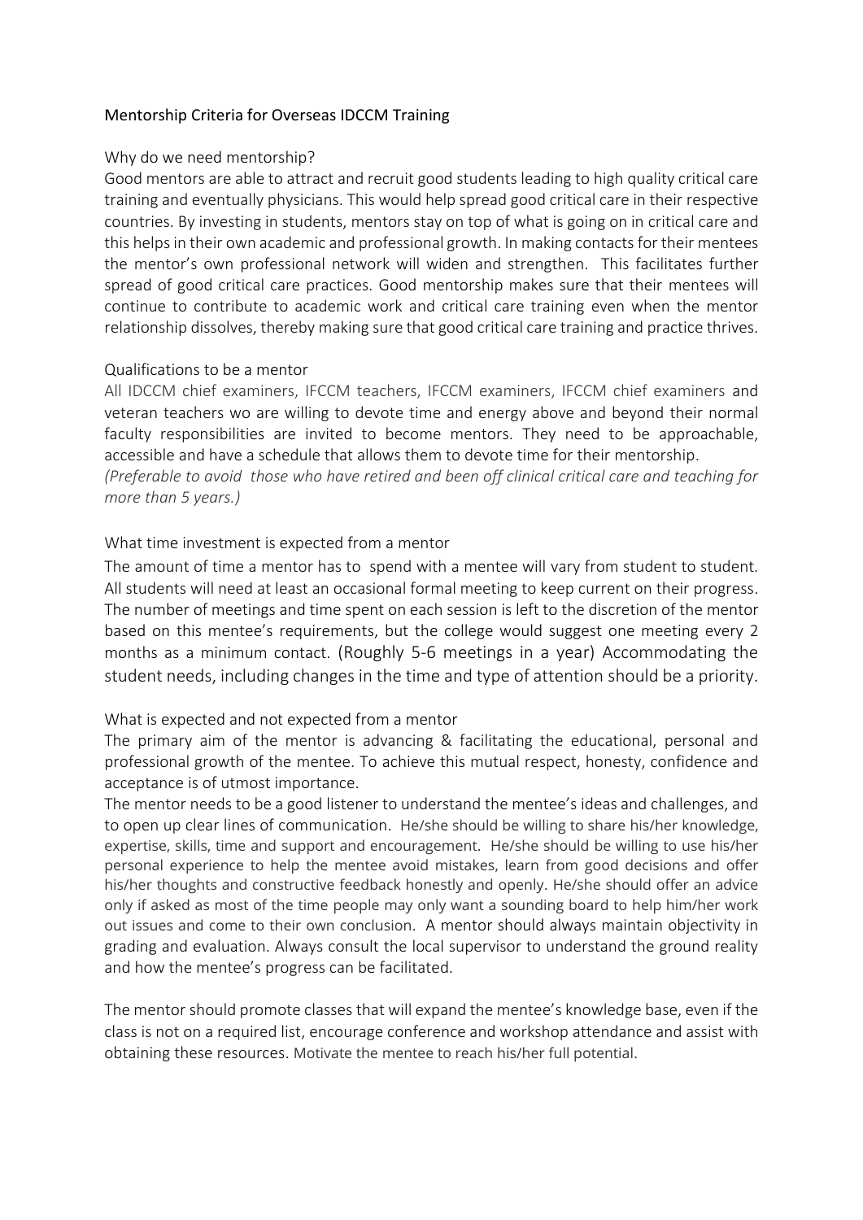# Mentorship Criteria for Overseas IDCCM Training

## Why do we need mentorship?

Good mentors are able to attract and recruit good students leading to high quality critical care training and eventually physicians. This would help spread good critical care in their respective countries. By investing in students, mentors stay on top of what is going on in critical care and this helps in their own academic and professional growth. In making contacts for their mentees the mentor's own professional network will widen and strengthen. This facilitates further spread of good critical care practices. Good mentorship makes sure that their mentees will continue to contribute to academic work and critical care training even when the mentor relationship dissolves, thereby making sure that good critical care training and practice thrives.

## Qualifications to be a mentor

All IDCCM chief examiners, IFCCM teachers, IFCCM examiners, IFCCM chief examiners and veteran teachers wo are willing to devote time and energy above and beyond their normal faculty responsibilities are invited to become mentors. They need to be approachable, accessible and have a schedule that allows them to devote time for their mentorship.

*(Preferable to avoid those who have retired and been off clinical critical care and teaching for more than 5 years.)*

## What time investment is expected from a mentor

The amount of time a mentor has to spend with a mentee will vary from student to student. All students will need at least an occasional formal meeting to keep current on their progress. The number of meetings and time spent on each session is left to the discretion of the mentor based on this mentee's requirements, but the college would suggest one meeting every 2 months as a minimum contact. (Roughly 5-6 meetings in a year) Accommodating the student needs, including changes in the time and type of attention should be a priority.

## What is expected and not expected from a mentor

The primary aim of the mentor is advancing & facilitating the educational, personal and professional growth of the mentee. To achieve this mutual respect, honesty, confidence and acceptance is of utmost importance.

The mentor needs to be a good listener to understand the mentee's ideas and challenges, and to open up clear lines of communication. He/she should be willing to share his/her knowledge, expertise, skills, time and support and encouragement. He/she should be willing to use his/her personal experience to help the mentee avoid mistakes, learn from good decisions and offer his/her thoughts and constructive feedback honestly and openly. He/she should offer an advice only if asked as most of the time people may only want a sounding board to help him/her work out issues and come to their own conclusion. A mentor should always maintain objectivity in grading and evaluation. Always consult the local supervisor to understand the ground reality and how the mentee's progress can be facilitated.

The mentor should promote classes that will expand the mentee's knowledge base, even if the class is not on a required list, encourage conference and workshop attendance and assist with obtaining these resources. Motivate the mentee to reach his/her full potential.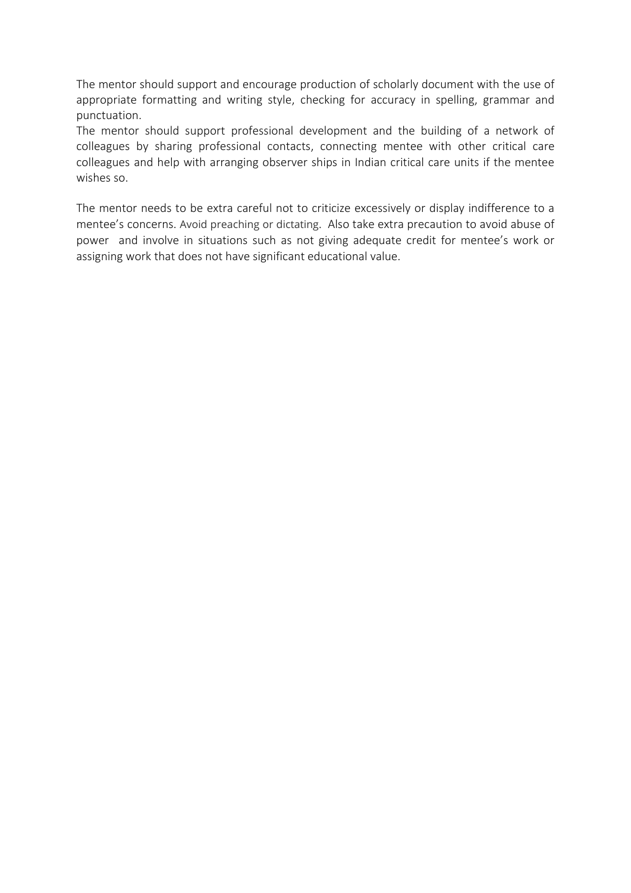The mentor should support and encourage production of scholarly document with the use of appropriate formatting and writing style, checking for accuracy in spelling, grammar and punctuation.

The mentor should support professional development and the building of a network of colleagues by sharing professional contacts, connecting mentee with other critical care colleagues and help with arranging observer ships in Indian critical care units if the mentee wishes so.

The mentor needs to be extra careful not to criticize excessively or display indifference to a mentee's concerns. Avoid preaching or dictating. Also take extra precaution to avoid abuse of power and involve in situations such as not giving adequate credit for mentee's work or assigning work that does not have significant educational value.